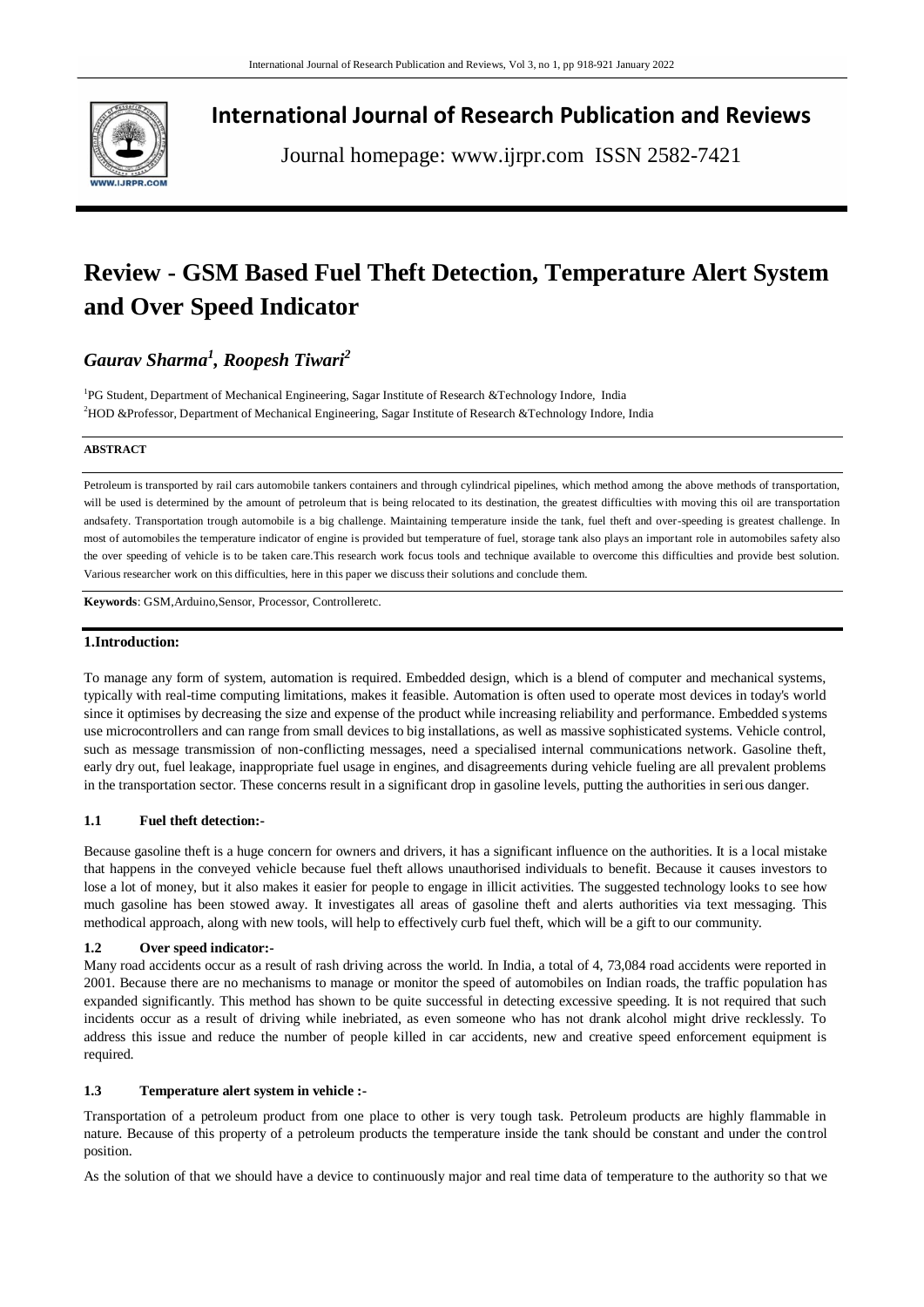# International Journal of Research Publication and Reviews

Journal homepage: www.ijrpr.com ISSN 2582-7421

# Review - GSM Based Fuel Theft Detection, Temperature Alert System and Over Speed Indicator

***Gaurav Sharma[1], Roopesh Tiwari[2]***

[1]PG Student, Department of Mechanical Engineering, Sagar Institute of Research &Technology Indore, India
[2]HOD &Professor, Department of Mechanical Engineering, Sagar Institute of Research &Technology Indore, India

**ABSTRACT**

Petroleum is transported by rail cars automobile tankers containers and through cylindrical pipelines, which method among the above methods of transportation, will be used is determined by the amount of petroleum that is being relocated to its destination, the greatest difficulties with moving this oil are transportation andsafety. Transportation trough automobile is a big challenge. Maintaining temperature inside the tank, fuel theft and over-speeding is greatest challenge. In most of automobiles the temperature indicator of engine is provided but temperature of fuel, storage tank also plays an important role in automobiles safety also the over speeding of vehicle is to be taken care.This research work focus tools and technique available to overcome this difficulties and provide best solution. Various researcher work on this difficulties, here in this paper we discuss their solutions and conclude them.

**Keywords**: GSM,Arduino,Sensor, Processor, Controlleretc.

## 1.Introduction:

To manage any form of system, automation is required. Embedded design, which is a blend of computer and mechanical systems, typically with real-time computing limitations, makes it feasible. Automation is often used to operate most devices in today's world since it optimises by decreasing the size and expense of the product while increasing reliability and performance. Embedded systems use microcontrollers and can range from small devices to big installations, as well as massive sophisticated systems. Vehicle control, such as message transmission of non-conflicting messages, need a specialised internal communications network. Gasoline theft, early dry out, fuel leakage, inappropriate fuel usage in engines, and disagreements during vehicle fueling are all prevalent problems in the transportation sector. These concerns result in a significant drop in gasoline levels, putting the authorities in serious danger.

### 1.1 Fuel theft detection:-

Because gasoline theft is a huge concern for owners and drivers, it has a significant influence on the authorities. It is a local mistake that happens in the conveyed vehicle because fuel theft allows unauthorised individuals to benefit. Because it causes investors to lose a lot of money, but it also makes it easier for people to engage in illicit activities. The suggested technology looks to see how much gasoline has been stowed away. It investigates all areas of gasoline theft and alerts authorities via text messaging. This methodical approach, along with new tools, will help to effectively curb fuel theft, which will be a gift to our community.

### 1.2 Over speed indicator:-

Many road accidents occur as a result of rash driving across the world. In India, a total of 4, 73,084 road accidents were reported in 2001. Because there are no mechanisms to manage or monitor the speed of automobiles on Indian roads, the traffic population has expanded significantly. This method has shown to be quite successful in detecting excessive speeding. It is not required that such incidents occur as a result of driving while inebriated, as even someone who has not drank alcohol might drive recklessly. To address this issue and reduce the number of people killed in car accidents, new and creative speed enforcement equipment is required.

### 1.3 Temperature alert system in vehicle :-

Transportation of a petroleum product from one place to other is very tough task. Petroleum products are highly flammable in nature. Because of this property of a petroleum products the temperature inside the tank should be constant and under the control position.

As the solution of that we should have a device to continuously major and real time data of temperature to the authority so that we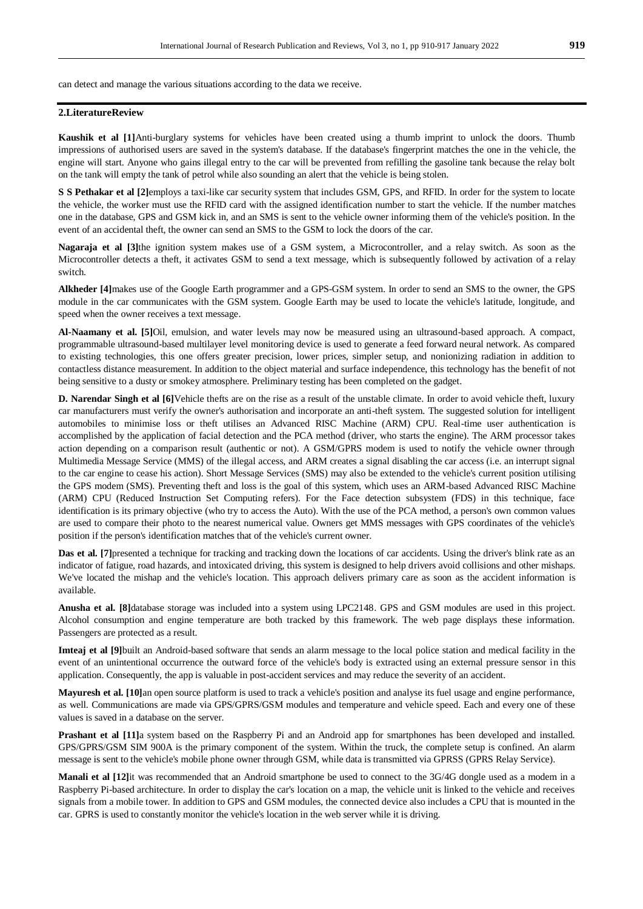can detect and manage the various situations according to the data we receive.

## 2.LiteratureReview

**Kaushik et al [1]**Anti-burglary systems for vehicles have been created using a thumb imprint to unlock the doors. Thumb impressions of authorised users are saved in the system's database. If the database's fingerprint matches the one in the vehicle, the engine will start. Anyone who gains illegal entry to the car will be prevented from refilling the gasoline tank because the relay bolt on the tank will empty the tank of petrol while also sounding an alert that the vehicle is being stolen.

**S S Pethakar et al [2]**employs a taxi-like car security system that includes GSM, GPS, and RFID. In order for the system to locate the vehicle, the worker must use the RFID card with the assigned identification number to start the vehicle. If the number matches one in the database, GPS and GSM kick in, and an SMS is sent to the vehicle owner informing them of the vehicle's position. In the event of an accidental theft, the owner can send an SMS to the GSM to lock the doors of the car.

**Nagaraja et al [3]**the ignition system makes use of a GSM system, a Microcontroller, and a relay switch. As soon as the Microcontroller detects a theft, it activates GSM to send a text message, which is subsequently followed by activation of a relay switch.

**Alkheder [4]**makes use of the Google Earth programmer and a GPS-GSM system. In order to send an SMS to the owner, the GPS module in the car communicates with the GSM system. Google Earth may be used to locate the vehicle's latitude, longitude, and speed when the owner receives a text message.

**Al-Naamany et al. [5]**Oil, emulsion, and water levels may now be measured using an ultrasound-based approach. A compact, programmable ultrasound-based multilayer level monitoring device is used to generate a feed forward neural network. As compared to existing technologies, this one offers greater precision, lower prices, simpler setup, and nonionizing radiation in addition to contactless distance measurement. In addition to the object material and surface independence, this technology has the benefit of not being sensitive to a dusty or smokey atmosphere. Preliminary testing has been completed on the gadget.

**D. Narendar Singh et al [6]**Vehicle thefts are on the rise as a result of the unstable climate. In order to avoid vehicle theft, luxury car manufacturers must verify the owner's authorisation and incorporate an anti-theft system. The suggested solution for intelligent automobiles to minimise loss or theft utilises an Advanced RISC Machine (ARM) CPU. Real-time user authentication is accomplished by the application of facial detection and the PCA method (driver, who starts the engine). The ARM processor takes action depending on a comparison result (authentic or not). A GSM/GPRS modem is used to notify the vehicle owner through Multimedia Message Service (MMS) of the illegal access, and ARM creates a signal disabling the car access (i.e. an interrupt signal to the car engine to cease his action). Short Message Services (SMS) may also be extended to the vehicle's current position utilising the GPS modem (SMS). Preventing theft and loss is the goal of this system, which uses an ARM-based Advanced RISC Machine (ARM) CPU (Reduced Instruction Set Computing refers). For the Face detection subsystem (FDS) in this technique, face identification is its primary objective (who try to access the Auto). With the use of the PCA method, a person's own common values are used to compare their photo to the nearest numerical value. Owners get MMS messages with GPS coordinates of the vehicle's position if the person's identification matches that of the vehicle's current owner.

**Das et al. [7]**presented a technique for tracking and tracking down the locations of car accidents. Using the driver's blink rate as an indicator of fatigue, road hazards, and intoxicated driving, this system is designed to help drivers avoid collisions and other mishaps. We've located the mishap and the vehicle's location. This approach delivers primary care as soon as the accident information is available.

**Anusha et al. [8]**database storage was included into a system using LPC2148. GPS and GSM modules are used in this project. Alcohol consumption and engine temperature are both tracked by this framework. The web page displays these information. Passengers are protected as a result.

**Imteaj et al [9]**built an Android-based software that sends an alarm message to the local police station and medical facility in the event of an unintentional occurrence the outward force of the vehicle's body is extracted using an external pressure sensor in this application. Consequently, the app is valuable in post-accident services and may reduce the severity of an accident.

**Mayuresh et al. [10]**an open source platform is used to track a vehicle's position and analyse its fuel usage and engine performance, as well. Communications are made via GPS/GPRS/GSM modules and temperature and vehicle speed. Each and every one of these values is saved in a database on the server.

**Prashant et al [11]**a system based on the Raspberry Pi and an Android app for smartphones has been developed and installed. GPS/GPRS/GSM SIM 900A is the primary component of the system. Within the truck, the complete setup is confined. An alarm message is sent to the vehicle's mobile phone owner through GSM, while data is transmitted via GPRSS (GPRS Relay Service).

**Manali et al [12]**it was recommended that an Android smartphone be used to connect to the 3G/4G dongle used as a modem in a Raspberry Pi-based architecture. In order to display the car's location on a map, the vehicle unit is linked to the vehicle and receives signals from a mobile tower. In addition to GPS and GSM modules, the connected device also includes a CPU that is mounted in the car. GPRS is used to constantly monitor the vehicle's location in the web server while it is driving.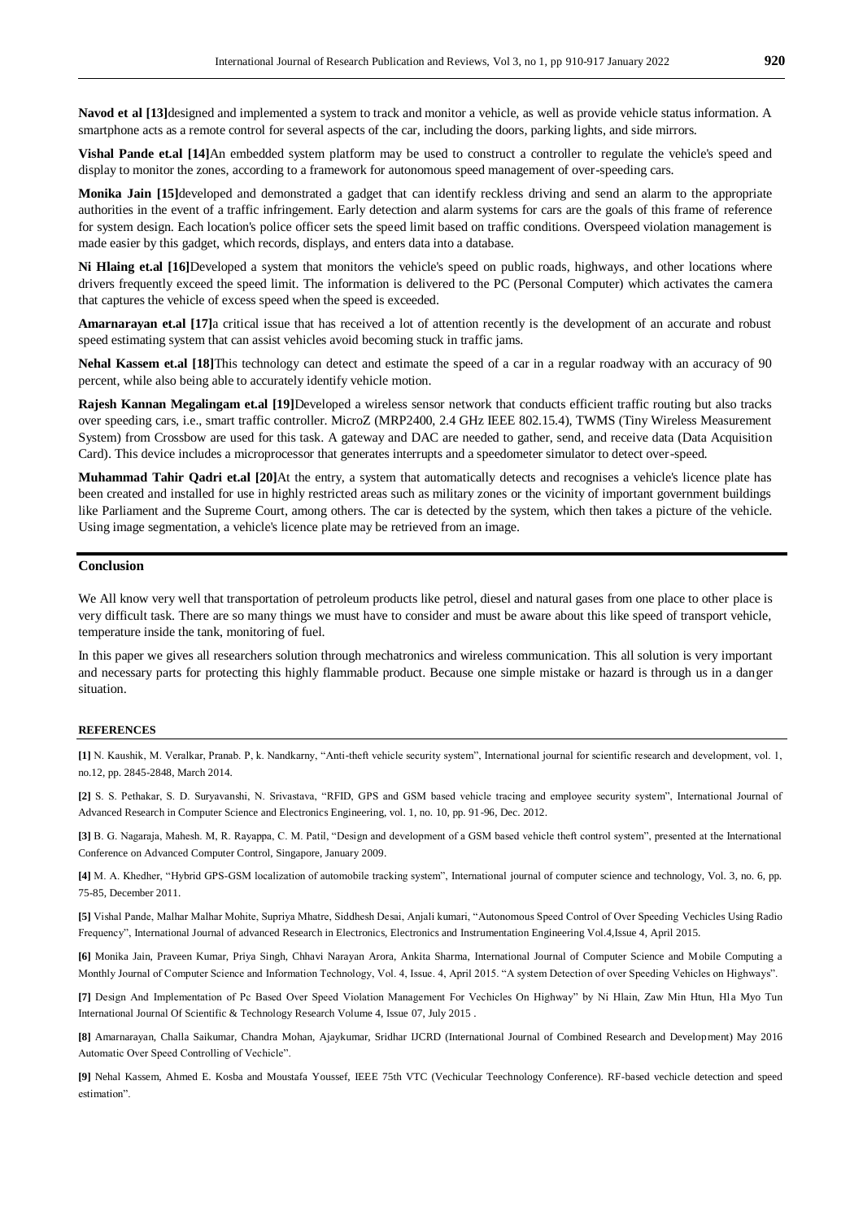**Navod et al [13]**designed and implemented a system to track and monitor a vehicle, as well as provide vehicle status information. A smartphone acts as a remote control for several aspects of the car, including the doors, parking lights, and side mirrors.

**Vishal Pande et.al [14]**An embedded system platform may be used to construct a controller to regulate the vehicle's speed and display to monitor the zones, according to a framework for autonomous speed management of over-speeding cars.

**Monika Jain [15]**developed and demonstrated a gadget that can identify reckless driving and send an alarm to the appropriate authorities in the event of a traffic infringement. Early detection and alarm systems for cars are the goals of this frame of reference for system design. Each location's police officer sets the speed limit based on traffic conditions. Overspeed violation management is made easier by this gadget, which records, displays, and enters data into a database.

**Ni Hlaing et.al [16]**Developed a system that monitors the vehicle's speed on public roads, highways, and other locations where drivers frequently exceed the speed limit. The information is delivered to the PC (Personal Computer) which activates the camera that captures the vehicle of excess speed when the speed is exceeded.

**Amarnarayan et.al [17]**a critical issue that has received a lot of attention recently is the development of an accurate and robust speed estimating system that can assist vehicles avoid becoming stuck in traffic jams.

**Nehal Kassem et.al [18]**This technology can detect and estimate the speed of a car in a regular roadway with an accuracy of 90 percent, while also being able to accurately identify vehicle motion.

**Rajesh Kannan Megalingam et.al [19]**Developed a wireless sensor network that conducts efficient traffic routing but also tracks over speeding cars, i.e., smart traffic controller. MicroZ (MRP2400, 2.4 GHz IEEE 802.15.4), TWMS (Tiny Wireless Measurement System) from Crossbow are used for this task. A gateway and DAC are needed to gather, send, and receive data (Data Acquisition Card). This device includes a microprocessor that generates interrupts and a speedometer simulator to detect over-speed.

**Muhammad Tahir Qadri et.al [20]**At the entry, a system that automatically detects and recognises a vehicle's licence plate has been created and installed for use in highly restricted areas such as military zones or the vicinity of important government buildings like Parliament and the Supreme Court, among others. The car is detected by the system, which then takes a picture of the vehicle. Using image segmentation, a vehicle's licence plate may be retrieved from an image.

## Conclusion

We All know very well that transportation of petroleum products like petrol, diesel and natural gases from one place to other place is very difficult task. There are so many things we must have to consider and must be aware about this like speed of transport vehicle, temperature inside the tank, monitoring of fuel.

In this paper we gives all researchers solution through mechatronics and wireless communication. This all solution is very important and necessary parts for protecting this highly flammable product. Because one simple mistake or hazard is through us in a danger situation.

### REFERENCES

**[1]** N. Kaushik, M. Veralkar, Pranab. P, k. Nandkarny, "Anti-theft vehicle security system", International journal for scientific research and development, vol. 1, no.12, pp. 2845-2848, March 2014.

**[2]** S. S. Pethakar, S. D. Suryavanshi, N. Srivastava, "RFID, GPS and GSM based vehicle tracing and employee security system", International Journal of Advanced Research in Computer Science and Electronics Engineering, vol. 1, no. 10, pp. 91-96, Dec. 2012.

**[3]** B. G. Nagaraja, Mahesh. M, R. Rayappa, C. M. Patil, "Design and development of a GSM based vehicle theft control system", presented at the International Conference on Advanced Computer Control, Singapore, January 2009.

**[4]** M. A. Khedher, "Hybrid GPS-GSM localization of automobile tracking system", International journal of computer science and technology, Vol. 3, no. 6, pp. 75-85, December 2011.

**[5]** Vishal Pande, Malhar Malhar Mohite, Supriya Mhatre, Siddhesh Desai, Anjali kumari, "Autonomous Speed Control of Over Speeding Vechicles Using Radio Frequency", International Journal of advanced Research in Electronics, Electronics and Instrumentation Engineering Vol.4,Issue 4, April 2015.

**[6]** Monika Jain, Praveen Kumar, Priya Singh, Chhavi Narayan Arora, Ankita Sharma, International Journal of Computer Science and Mobile Computing a Monthly Journal of Computer Science and Information Technology, Vol. 4, Issue. 4, April 2015. "A system Detection of over Speeding Vehicles on Highways".

**[7]** Design And Implementation of Pc Based Over Speed Violation Management For Vechicles On Highway" by Ni Hlain, Zaw Min Htun, Hla Myo Tun International Journal Of Scientific & Technology Research Volume 4, Issue 07, July 2015 .

**[8]** Amarnarayan, Challa Saikumar, Chandra Mohan, Ajaykumar, Sridhar IJCRD (International Journal of Combined Research and Development) May 2016 Automatic Over Speed Controlling of Vechicle".

**[9]** Nehal Kassem, Ahmed E. Kosba and Moustafa Youssef, IEEE 75th VTC (Vechicular Teechnology Conference). RF-based vechicle detection and speed estimation".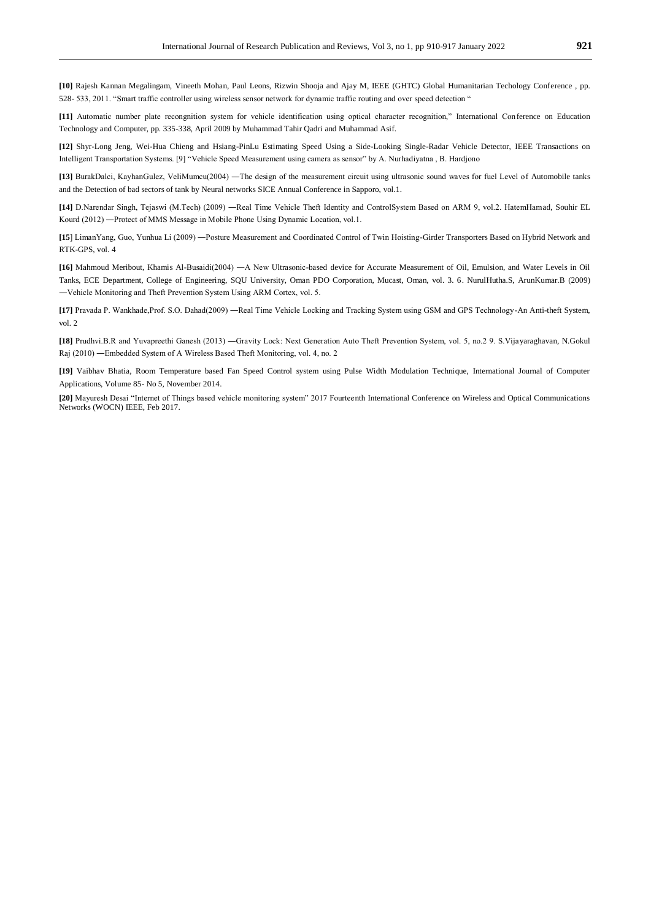**[10]** Rajesh Kannan Megalingam, Vineeth Mohan, Paul Leons, Rizwin Shooja and Ajay M, IEEE (GHTC) Global Humanitarian Techology Conference , pp. 528- 533, 2011. "Smart traffic controller using wireless sensor network for dynamic traffic routing and over speed detection "

**[11]** Automatic number plate recongnition system for vehicle identification using optical character recognition," International Conference on Education Technology and Computer, pp. 335-338, April 2009 by Muhammad Tahir Qadri and Muhammad Asif.

**[12]** Shyr-Long Jeng, Wei-Hua Chieng and Hsiang-PinLu Estimating Speed Using a Side-Looking Single-Radar Vehicle Detector, IEEE Transactions on Intelligent Transportation Systems. [9] "Vehicle Speed Measurement using camera as sensor" by A. Nurhadiyatna , B. Hardjono

**[13]** BurakDalci, KayhanGulez, VeliMumcu(2004) ―The design of the measurement circuit using ultrasonic sound waves for fuel Level of Automobile tanks and the Detection of bad sectors of tank by Neural networks SICE Annual Conference in Sapporo, vol.1.

**[14]** D.Narendar Singh, Tejaswi (M.Tech) (2009) ―Real Time Vehicle Theft Identity and ControlSystem Based on ARM 9, vol.2. HatemHamad, Souhir EL Kourd (2012) ―Protect of MMS Message in Mobile Phone Using Dynamic Location, vol.1.

**[15]** LimanYang, Guo, Yunhua Li (2009) ―Posture Measurement and Coordinated Control of Twin Hoisting-Girder Transporters Based on Hybrid Network and RTK-GPS, vol. 4

**[16]** Mahmoud Meribout, Khamis Al-Busaidi(2004) ―A New Ultrasonic-based device for Accurate Measurement of Oil, Emulsion, and Water Levels in Oil Tanks, ECE Department, College of Engineering, SQU University, Oman PDO Corporation, Mucast, Oman, vol. 3. 6. NurulHutha.S, ArunKumar.B (2009) ―Vehicle Monitoring and Theft Prevention System Using ARM Cortex, vol. 5.

**[17]** Pravada P. Wankhade,Prof. S.O. Dahad(2009) ―Real Time Vehicle Locking and Tracking System using GSM and GPS Technology-An Anti-theft System, vol. 2

**[18]** Prudhvi.B.R and Yuvapreethi Ganesh (2013) ―Gravity Lock: Next Generation Auto Theft Prevention System, vol. 5, no.2 9. S.Vijayaraghavan, N.Gokul Raj (2010) ―Embedded System of A Wireless Based Theft Monitoring, vol. 4, no. 2

**[19]** Vaibhav Bhatia, Room Temperature based Fan Speed Control system using Pulse Width Modulation Technique, International Journal of Computer Applications, Volume 85- No 5, November 2014.

**[20]** Mayuresh Desai "Internet of Things based vehicle monitoring system" 2017 Fourteenth International Conference on Wireless and Optical Communications Networks (WOCN) IEEE, Feb 2017.